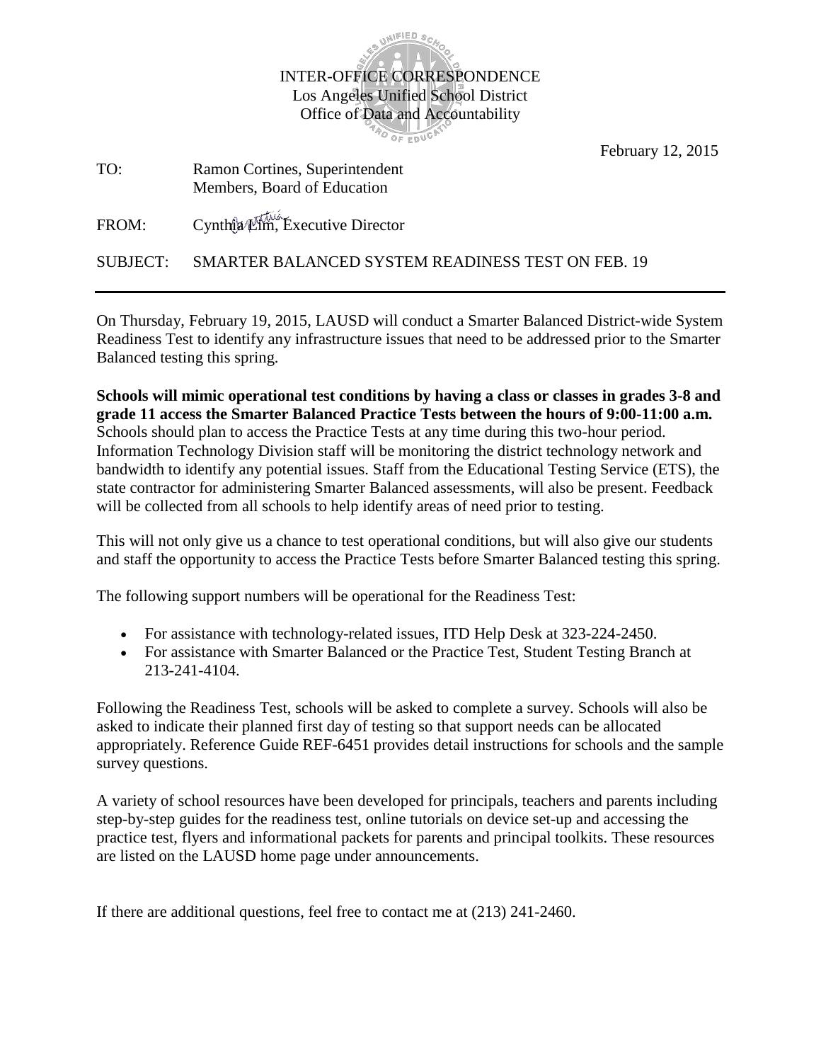INTER-OFFICE CORRESPONDENCE
Los Angeles Unified School District
Office of Data and Accountability

February 12, 2015

TO: Ramon Cortines, Superintendent
Members, Board of Education

FROM: Cynthia Lim, Executive Director

SUBJECT: SMARTER BALANCED SYSTEM READINESS TEST ON FEB. 19

---

On Thursday, February 19, 2015, LAUSD will conduct a Smarter Balanced District-wide System Readiness Test to identify any infrastructure issues that need to be addressed prior to the Smarter Balanced testing this spring.

**Schools will mimic operational test conditions by having a class or classes in grades 3-8 and grade 11 access the Smarter Balanced Practice Tests between the hours of 9:00-11:00 a.m.** Schools should plan to access the Practice Tests at any time during this two-hour period. Information Technology Division staff will be monitoring the district technology network and bandwidth to identify any potential issues. Staff from the Educational Testing Service (ETS), the state contractor for administering Smarter Balanced assessments, will also be present. Feedback will be collected from all schools to help identify areas of need prior to testing.

This will not only give us a chance to test operational conditions, but will also give our students and staff the opportunity to access the Practice Tests before Smarter Balanced testing this spring.

The following support numbers will be operational for the Readiness Test:

- For assistance with technology-related issues, ITD Help Desk at 323-224-2450.
- For assistance with Smarter Balanced or the Practice Test, Student Testing Branch at 213-241-4104.

Following the Readiness Test, schools will be asked to complete a survey. Schools will also be asked to indicate their planned first day of testing so that support needs can be allocated appropriately. Reference Guide REF-6451 provides detail instructions for schools and the sample survey questions.

A variety of school resources have been developed for principals, teachers and parents including step-by-step guides for the readiness test, online tutorials on device set-up and accessing the practice test, flyers and informational packets for parents and principal toolkits. These resources are listed on the LAUSD home page under announcements.

If there are additional questions, feel free to contact me at (213) 241-2460.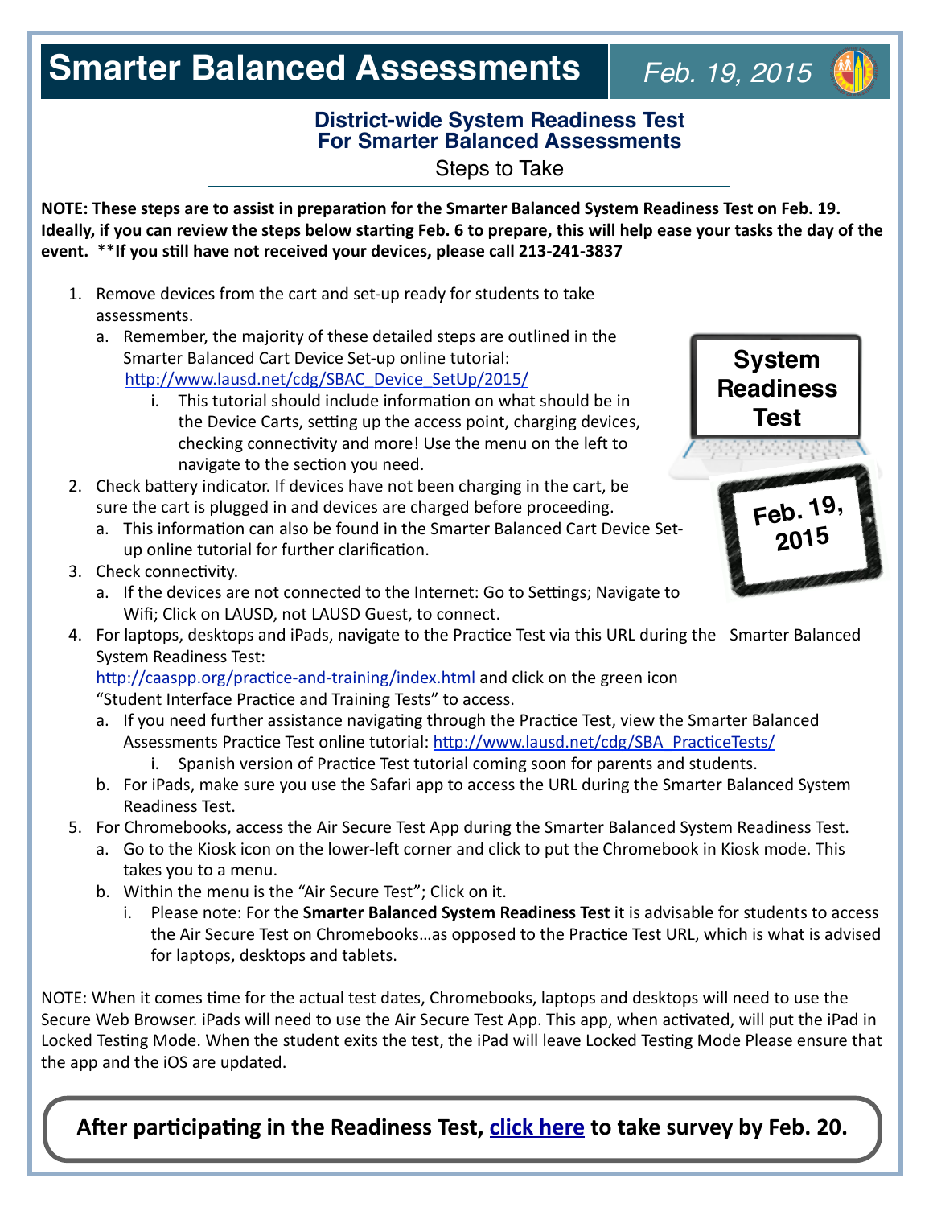# Smarter Balanced Assessments

*Feb. 19, 2015*

## District-wide System Readiness Test For Smarter Balanced Assessments

Steps to Take

**NOTE: These steps are to assist in preparation for the Smarter Balanced System Readiness Test on Feb. 19. Ideally, if you can review the steps below starting Feb. 6 to prepare, this will help ease your tasks the day of the event. \*\*If you still have not received your devices, please call 213-241-3837**

System Readiness Test

Feb. 19, 2015

1. Remove devices from the cart and set-up ready for students to take assessments.
   a. Remember, the majority of these detailed steps are outlined in the Smarter Balanced Cart Device Set-up online tutorial: http://www.lausd.net/cdg/SBAC_Device_SetUp/2015/
      i. This tutorial should include information on what should be in the Device Carts, setting up the access point, charging devices, checking connectivity and more! Use the menu on the left to navigate to the section you need.
2. Check battery indicator. If devices have not been charging in the cart, be sure the cart is plugged in and devices are charged before proceeding.
   a. This information can also be found in the Smarter Balanced Cart Device Set-up online tutorial for further clarification.
3. Check connectivity.
   a. If the devices are not connected to the Internet: Go to Settings; Navigate to Wifi; Click on LAUSD, not LAUSD Guest, to connect.
4. For laptops, desktops and iPads, navigate to the Practice Test via this URL during the Smarter Balanced System Readiness Test: http://caaspp.org/practice-and-training/index.html and click on the green icon "Student Interface Practice and Training Tests" to access.
   a. If you need further assistance navigating through the Practice Test, view the Smarter Balanced Assessments Practice Test online tutorial: http://www.lausd.net/cdg/SBA_PracticeTests/
      i. Spanish version of Practice Test tutorial coming soon for parents and students.
   b. For iPads, make sure you use the Safari app to access the URL during the Smarter Balanced System Readiness Test.
5. For Chromebooks, access the Air Secure Test App during the Smarter Balanced System Readiness Test.
   a. Go to the Kiosk icon on the lower-left corner and click to put the Chromebook in Kiosk mode. This takes you to a menu.
   b. Within the menu is the "Air Secure Test"; Click on it.
      i. Please note: For the **Smarter Balanced System Readiness Test** it is advisable for students to access the Air Secure Test on Chromebooks…as opposed to the Practice Test URL, which is what is advised for laptops, desktops and tablets.

NOTE: When it comes time for the actual test dates, Chromebooks, laptops and desktops will need to use the Secure Web Browser. iPads will need to use the Air Secure Test App. This app, when activated, will put the iPad in Locked Testing Mode. When the student exits the test, the iPad will leave Locked Testing Mode Please ensure that the app and the iOS are updated.

**After participating in the Readiness Test, click here to take survey by Feb. 20.**